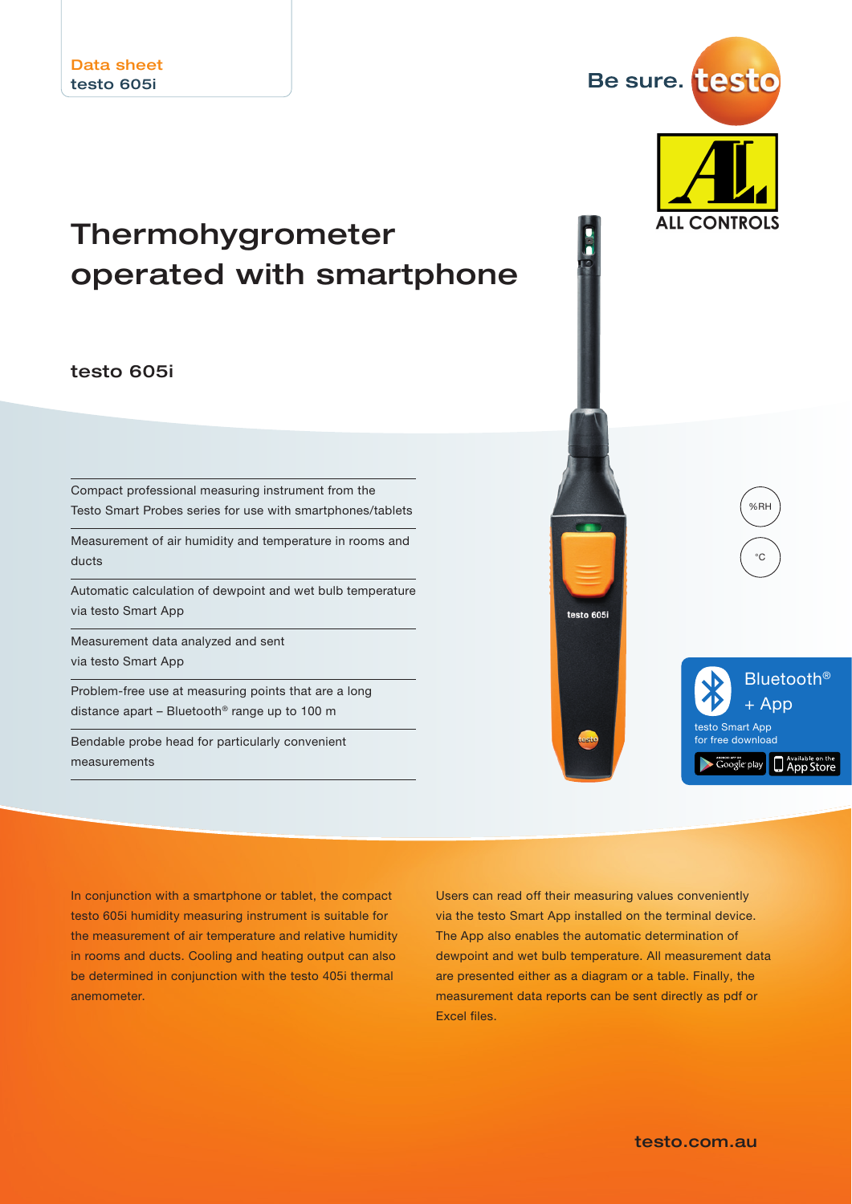Data sheet
testo 605i

Be sure. testo

ALL CONTROLS

# Thermohygrometer operated with smartphone

## testo 605i

- Compact professional measuring instrument from the Testo Smart Probes series for use with smartphones/tablets
- Measurement of air humidity and temperature in rooms and ducts
- Automatic calculation of dewpoint and wet bulb temperature via testo Smart App
- Measurement data analyzed and sent via testo Smart App
- Problem-free use at measuring points that are a long distance apart – Bluetooth® range up to 100 m
- Bendable probe head for particularly convenient measurements

%RH

°C

Bluetooth® + App

testo Smart App for free download

In conjunction with a smartphone or tablet, the compact testo 605i humidity measuring instrument is suitable for the measurement of air temperature and relative humidity in rooms and ducts. Cooling and heating output can also be determined in conjunction with the testo 405i thermal anemometer.

Users can read off their measuring values conveniently via the testo Smart App installed on the terminal device. The App also enables the automatic determination of dewpoint and wet bulb temperature. All measurement data are presented either as a diagram or a table. Finally, the measurement data reports can be sent directly as pdf or Excel files.

testo.com.au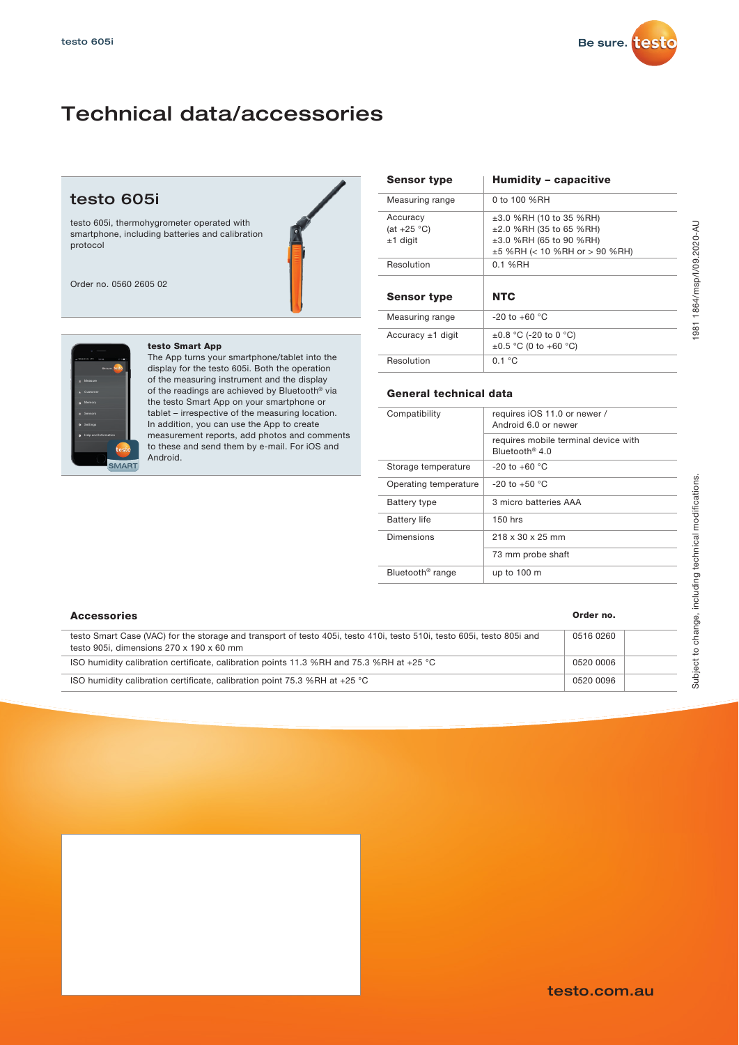# Technical data/accessories

## testo 605i

testo 605i, thermohygrometer operated with smartphone, including batteries and calibration protocol

Order no. 0560 2605 02

**testo Smart App**

The App turns your smartphone/tablet into the display for the testo 605i. Both the operation of the measuring instrument and the display of the readings are achieved by Bluetooth® via the testo Smart App on your smartphone or tablet – irrespective of the measuring location. In addition, you can use the App to create measurement reports, add photos and comments to these and send them by e-mail. For iOS and Android.

| Sensor type | Humidity – capacitive |
|---|---|
| Measuring range | 0 to 100 %RH |
| Accuracy (at +25 °C) ±1 digit | ±3.0 %RH (10 to 35 %RH)<br>±2.0 %RH (35 to 65 %RH)<br>±3.0 %RH (65 to 90 %RH)<br>±5 %RH (< 10 %RH or > 90 %RH) |
| Resolution | 0.1 %RH |

| Sensor type | NTC |
|---|---|
| Measuring range | -20 to +60 °C |
| Accuracy ±1 digit | ±0.8 °C (-20 to 0 °C)<br>±0.5 °C (0 to +60 °C) |
| Resolution | 0.1 °C |

### General technical data

| | |
|---|---|
| Compatibility | requires iOS 11.0 or newer / Android 6.0 or newer |
| | requires mobile terminal device with Bluetooth® 4.0 |
| Storage temperature | -20 to +60 °C |
| Operating temperature | -20 to +50 °C |
| Battery type | 3 micro batteries AAA |
| Battery life | 150 hrs |
| Dimensions | 218 x 30 x 25 mm |
| | 73 mm probe shaft |
| Bluetooth® range | up to 100 m |

| Accessories | Order no. |
|---|---|
| testo Smart Case (VAC) for the storage and transport of testo 405i, testo 410i, testo 510i, testo 605i, testo 805i and testo 905i, dimensions 270 x 190 x 60 mm | 0516 0260 |
| ISO humidity calibration certificate, calibration points 11.3 %RH and 75.3 %RH at +25 °C | 0520 0006 |
| ISO humidity calibration certificate, calibration point 75.3 %RH at +25 °C | 0520 0096 |

1981 1864/msp/I/09.2020-AU

Subject to change, including technical modifications.

testo.com.au